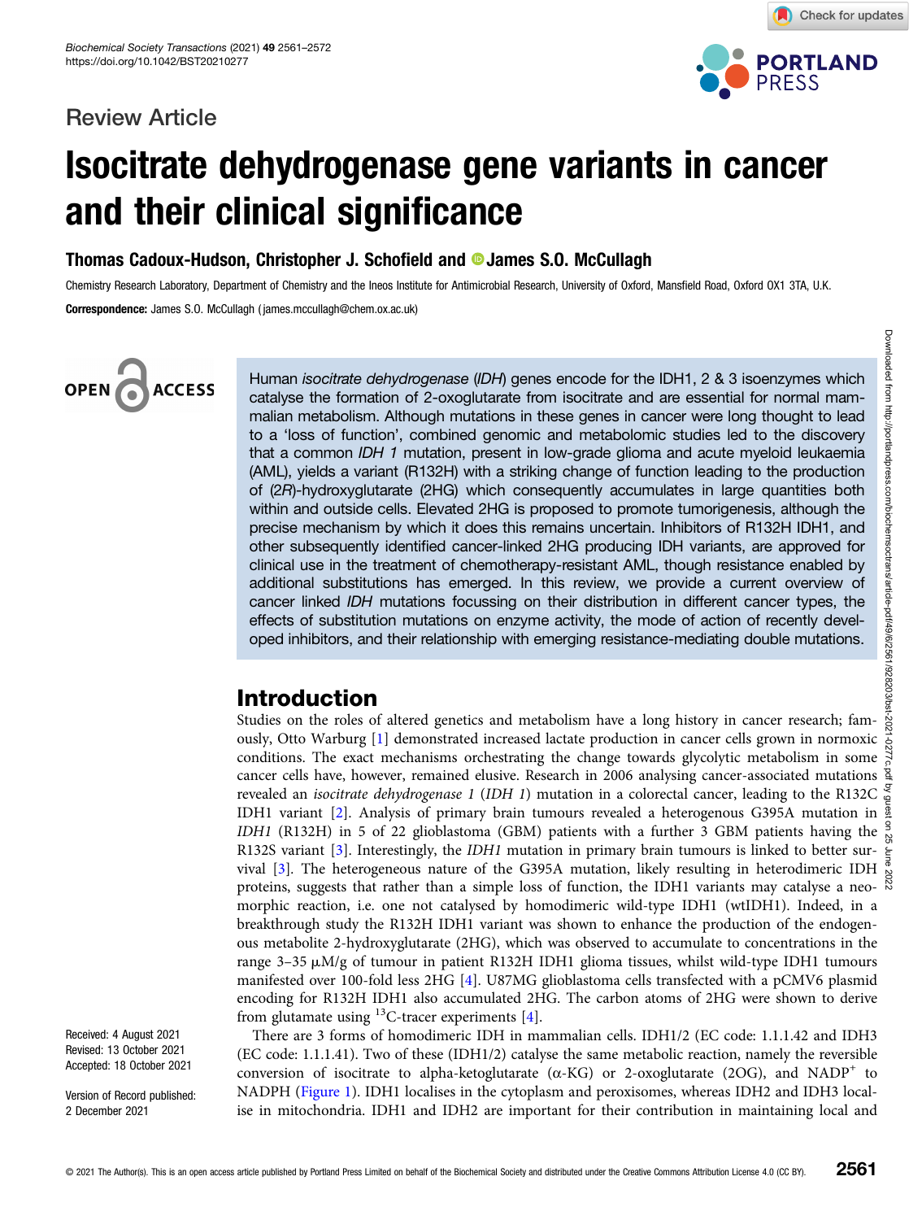Review Article

# Isocitrate dehydrogenase gene variants in cancer and their clinical significance

**Thomas Cadoux-Hudson, Christopher J. Schofield and James S.O. McCullagh**

Chemistry Research Laboratory, Department of Chemistry and the Ineos Institute for Antimicrobial Research, University of Oxford, Mansfield Road, Oxford OX1 3TA, U.K.

**Correspondence:** James S.O. McCullagh (james.mccullagh@chem.ox.ac.uk)

Human *isocitrate dehydrogenase* (*IDH*) genes encode for the IDH1, 2 & 3 isoenzymes which catalyse the formation of 2-oxoglutarate from isocitrate and are essential for normal mammalian metabolism. Although mutations in these genes in cancer were long thought to lead to a 'loss of function', combined genomic and metabolomic studies led to the discovery that a common *IDH 1* mutation, present in low-grade glioma and acute myeloid leukaemia (AML), yields a variant (R132H) with a striking change of function leading to the production of (2*R*)-hydroxyglutarate (2HG) which consequently accumulates in large quantities both within and outside cells. Elevated 2HG is proposed to promote tumorigenesis, although the precise mechanism by which it does this remains uncertain. Inhibitors of R132H IDH1, and other subsequently identified cancer-linked 2HG producing IDH variants, are approved for clinical use in the treatment of chemotherapy-resistant AML, though resistance enabled by additional substitutions has emerged. In this review, we provide a current overview of cancer linked *IDH* mutations focussing on their distribution in different cancer types, the effects of substitution mutations on enzyme activity, the mode of action of recently developed inhibitors, and their relationship with emerging resistance-mediating double mutations.

## Introduction

Studies on the roles of altered genetics and metabolism have a long history in cancer research; famously, Otto Warburg [1] demonstrated increased lactate production in cancer cells grown in normoxic conditions. The exact mechanisms orchestrating the change towards glycolytic metabolism in some cancer cells have, however, remained elusive. Research in 2006 analysing cancer-associated mutations revealed an *isocitrate dehydrogenase 1* (*IDH 1*) mutation in a colorectal cancer, leading to the R132C IDH1 variant [2]. Analysis of primary brain tumours revealed a heterogenous G395A mutation in *IDH1* (R132H) in 5 of 22 glioblastoma (GBM) patients with a further 3 GBM patients having the R132S variant [3]. Interestingly, the *IDH1* mutation in primary brain tumours is linked to better survival [3]. The heterogeneous nature of the G395A mutation, likely resulting in heterodimeric IDH proteins, suggests that rather than a simple loss of function, the IDH1 variants may catalyse a neomorphic reaction, i.e. one not catalysed by homodimeric wild-type IDH1 (wtIDH1). Indeed, in a breakthrough study the R132H IDH1 variant was shown to enhance the production of the endogenous metabolite 2-hydroxyglutarate (2HG), which was observed to accumulate to concentrations in the range 3–35 μM/g of tumour in patient R132H IDH1 glioma tissues, whilst wild-type IDH1 tumours manifested over 100-fold less 2HG [4]. U87MG glioblastoma cells transfected with a pCMV6 plasmid encoding for R132H IDH1 also accumulated 2HG. The carbon atoms of 2HG were shown to derive from glutamate using $^{13}$C-tracer experiments [4].

There are 3 forms of homodimeric IDH in mammalian cells. IDH1/2 (EC code: 1.1.1.42 and IDH3 (EC code: 1.1.1.41). Two of these (IDH1/2) catalyse the same metabolic reaction, namely the reversible conversion of isocitrate to alpha-ketoglutarate (α-KG) or 2-oxoglutarate (2OG), and $NADP^+$ to NADPH (Figure 1). IDH1 localises in the cytoplasm and peroxisomes, whereas IDH2 and IDH3 localise in mitochondria. IDH1 and IDH2 are important for their contribution in maintaining local and

Received: 4 August 2021
Revised: 13 October 2021
Accepted: 18 October 2021

Version of Record published: 2 December 2021

© 2021 The Author(s). This is an open access article published by Portland Press Limited on behalf of the Biochemical Society and distributed under the Creative Commons Attribution License 4.0 (CC BY).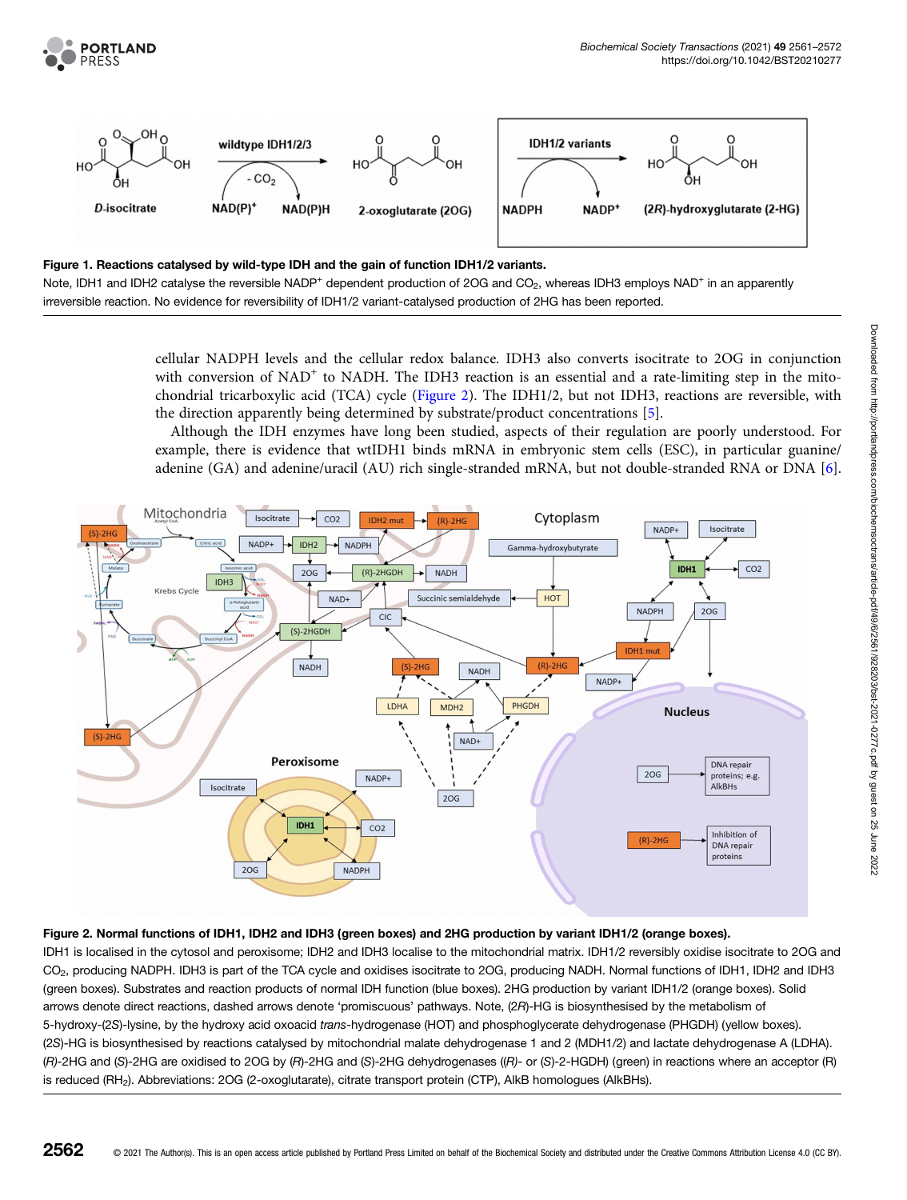Figure 1. Reactions catalysed by wild-type IDH and the gain of function IDH1/2 variants.

Note, IDH1 and IDH2 catalyse the reversible $NADP^+$ dependent production of 2OG and $CO_2$, whereas IDH3 employs $NAD^+$ in an apparently irreversible reaction. No evidence for reversibility of IDH1/2 variant-catalysed production of 2HG has been reported.

cellular NADPH levels and the cellular redox balance. IDH3 also converts isocitrate to 2OG in conjunction with conversion of $NAD^+$ to NADH. The IDH3 reaction is an essential and a rate-limiting step in the mitochondrial tricarboxylic acid (TCA) cycle (Figure 2). The IDH1/2, but not IDH3, reactions are reversible, with the direction apparently being determined by substrate/product concentrations [5].

Although the IDH enzymes have long been studied, aspects of their regulation are poorly understood. For example, there is evidence that wtIDH1 binds mRNA in embryonic stem cells (ESC), in particular guanine/adenine (GA) and adenine/uracil (AU) rich single-stranded mRNA, but not double-stranded RNA or DNA [6].

Figure 2. Normal functions of IDH1, IDH2 and IDH3 (green boxes) and 2HG production by variant IDH1/2 (orange boxes).

IDH1 is localised in the cytosol and peroxisome; IDH2 and IDH3 localise to the mitochondrial matrix. IDH1/2 reversibly oxidise isocitrate to 2OG and $CO_2$, producing NADPH. IDH3 is part of the TCA cycle and oxidises isocitrate to 2OG, producing NADH. Normal functions of IDH1, IDH2 and IDH3 (green boxes). Substrates and reaction products of normal IDH function (blue boxes). 2HG production by variant IDH1/2 (orange boxes). Solid arrows denote direct reactions, dashed arrows denote 'promiscuous' pathways. Note, (2*R*)-HG is biosynthesised by the metabolism of 5-hydroxy-(2*S*)-lysine, by the hydroxy acid oxoacid *trans*-hydrogenase (HOT) and phosphoglycerate dehydrogenase (PHGDH) (yellow boxes). (2*S*)-HG is biosynthesised by reactions catalysed by mitochondrial malate dehydrogenase 1 and 2 (MDH1/2) and lactate dehydrogenase A (LDHA). (*R*)-2HG and (S)-2HG are oxidised to 2OG by (*R*)-2HG and (S)-2HG dehydrogenases ((*R*)- or (S)-2-HGDH) (green) in reactions where an acceptor (R) is reduced ($RH_2$). Abbreviations: 2OG (2-oxoglutarate), citrate transport protein (CTP), AlkB homologues (AlkBHs).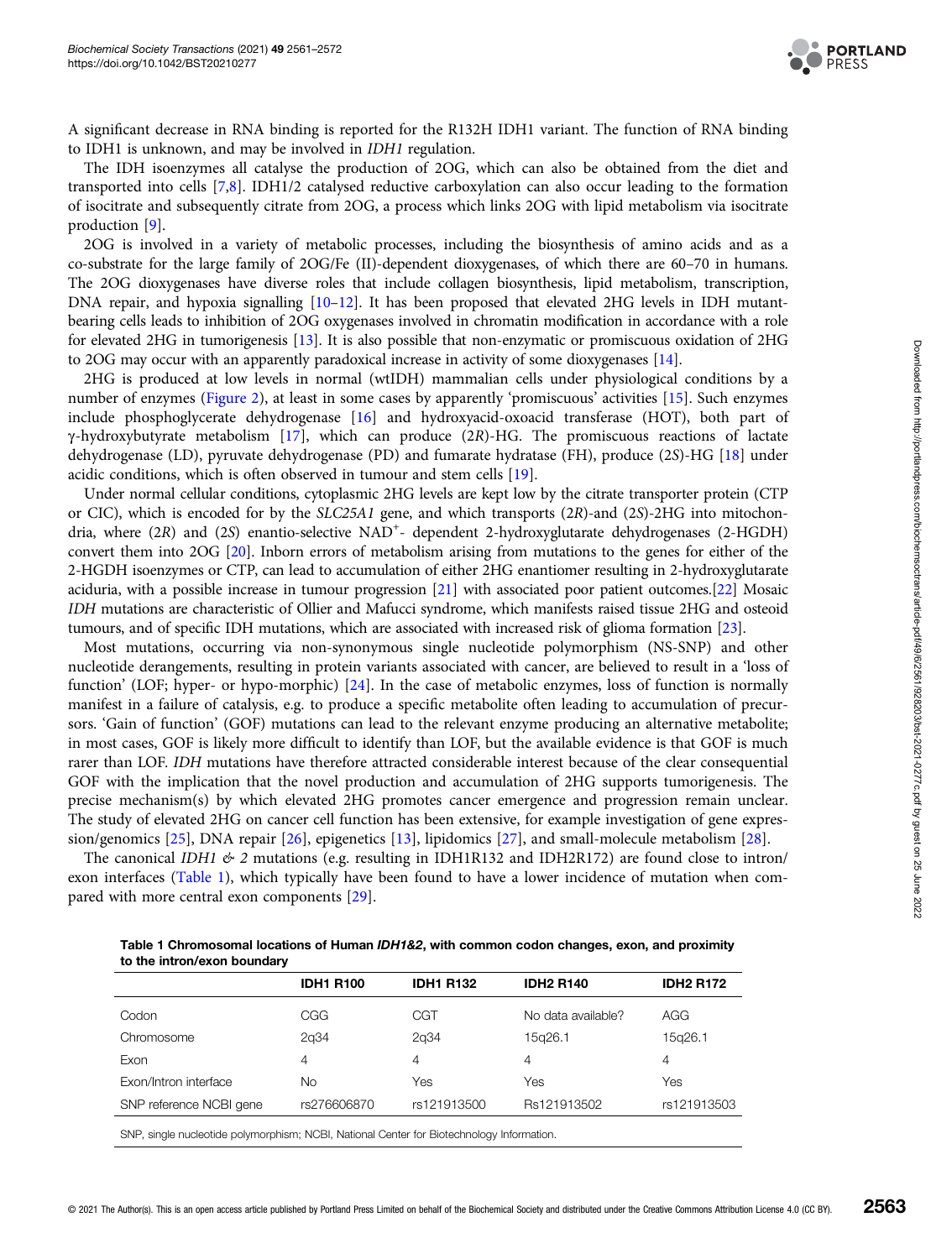A significant decrease in RNA binding is reported for the R132H IDH1 variant. The function of RNA binding to IDH1 is unknown, and may be involved in *IDH1* regulation.

The IDH isoenzymes all catalyse the production of 2OG, which can also be obtained from the diet and transported into cells [7,8]. IDH1/2 catalysed reductive carboxylation can also occur leading to the formation of isocitrate and subsequently citrate from 2OG, a process which links 2OG with lipid metabolism via isocitrate production [9].

2OG is involved in a variety of metabolic processes, including the biosynthesis of amino acids and as a co-substrate for the large family of 2OG/Fe (II)-dependent dioxygenases, of which there are 60–70 in humans. The 2OG dioxygenases have diverse roles that include collagen biosynthesis, lipid metabolism, transcription, DNA repair, and hypoxia signalling [10–12]. It has been proposed that elevated 2HG levels in IDH mutant-bearing cells leads to inhibition of 2OG oxygenases involved in chromatin modification in accordance with a role for elevated 2HG in tumorigenesis [13]. It is also possible that non-enzymatic or promiscuous oxidation of 2HG to 2OG may occur with an apparently paradoxical increase in activity of some dioxygenases [14].

2HG is produced at low levels in normal (wtIDH) mammalian cells under physiological conditions by a number of enzymes (Figure 2), at least in some cases by apparently 'promiscuous' activities [15]. Such enzymes include phosphoglycerate dehydrogenase [16] and hydroxyacid-oxoacid transferase (HOT), both part of γ-hydroxybutyrate metabolism [17], which can produce (2*R*)-HG. The promiscuous reactions of lactate dehydrogenase (LD), pyruvate dehydrogenase (PD) and fumarate hydratase (FH), produce (2*S*)-HG [18] under acidic conditions, which is often observed in tumour and stem cells [19].

Under normal cellular conditions, cytoplasmic 2HG levels are kept low by the citrate transporter protein (CTP or CIC), which is encoded for by the *SLC25A1* gene, and which transports (2*R*)-and (2*S*)-2HG into mitochondria, where (2*R*) and (2*S*) enantio-selective $NAD^+$- dependent 2-hydroxyglutarate dehydrogenases (2-HGDH) convert them into 2OG [20]. Inborn errors of metabolism arising from mutations to the genes for either of the 2-HGDH isoenzymes or CTP, can lead to accumulation of either 2HG enantiomer resulting in 2-hydroxyglutarate aciduria, with a possible increase in tumour progression [21] with associated poor patient outcomes.[22] Mosaic *IDH* mutations are characteristic of Ollier and Mafucci syndrome, which manifests raised tissue 2HG and osteoid tumours, and of specific IDH mutations, which are associated with increased risk of glioma formation [23].

Most mutations, occurring via non-synonymous single nucleotide polymorphism (NS-SNP) and other nucleotide derangements, resulting in protein variants associated with cancer, are believed to result in a 'loss of function' (LOF; hyper- or hypo-morphic) [24]. In the case of metabolic enzymes, loss of function is normally manifest in a failure of catalysis, e.g. to produce a specific metabolite often leading to accumulation of precursors. 'Gain of function' (GOF) mutations can lead to the relevant enzyme producing an alternative metabolite; in most cases, GOF is likely more difficult to identify than LOF, but the available evidence is that GOF is much rarer than LOF. *IDH* mutations have therefore attracted considerable interest because of the clear consequential GOF with the implication that the novel production and accumulation of 2HG supports tumorigenesis. The precise mechanism(s) by which elevated 2HG promotes cancer emergence and progression remain unclear. The study of elevated 2HG on cancer cell function has been extensive, for example investigation of gene expression/genomics [25], DNA repair [26], epigenetics [13], lipidomics [27], and small-molecule metabolism [28].

The canonical *IDH1 & 2* mutations (e.g. resulting in IDH1R132 and IDH2R172) are found close to intron/exon interfaces (Table 1), which typically have been found to have a lower incidence of mutation when compared with more central exon components [29].

**Table 1 Chromosomal locations of Human *IDH1&2*, with common codon changes, exon, and proximity to the intron/exon boundary**

| | IDH1 R100 | IDH1 R132 | IDH2 R140 | IDH2 R172 |
|---|---|---|---|---|
| Codon | CGG | CGT | No data available? | AGG |
| Chromosome | 2q34 | 2q34 | 15q26.1 | 15q26.1 |
| Exon | 4 | 4 | 4 | 4 |
| Exon/Intron interface | No | Yes | Yes | Yes |
| SNP reference NCBI gene | rs276606870 | rs121913500 | Rs121913502 | rs121913503 |

SNP, single nucleotide polymorphism; NCBI, National Center for Biotechnology Information.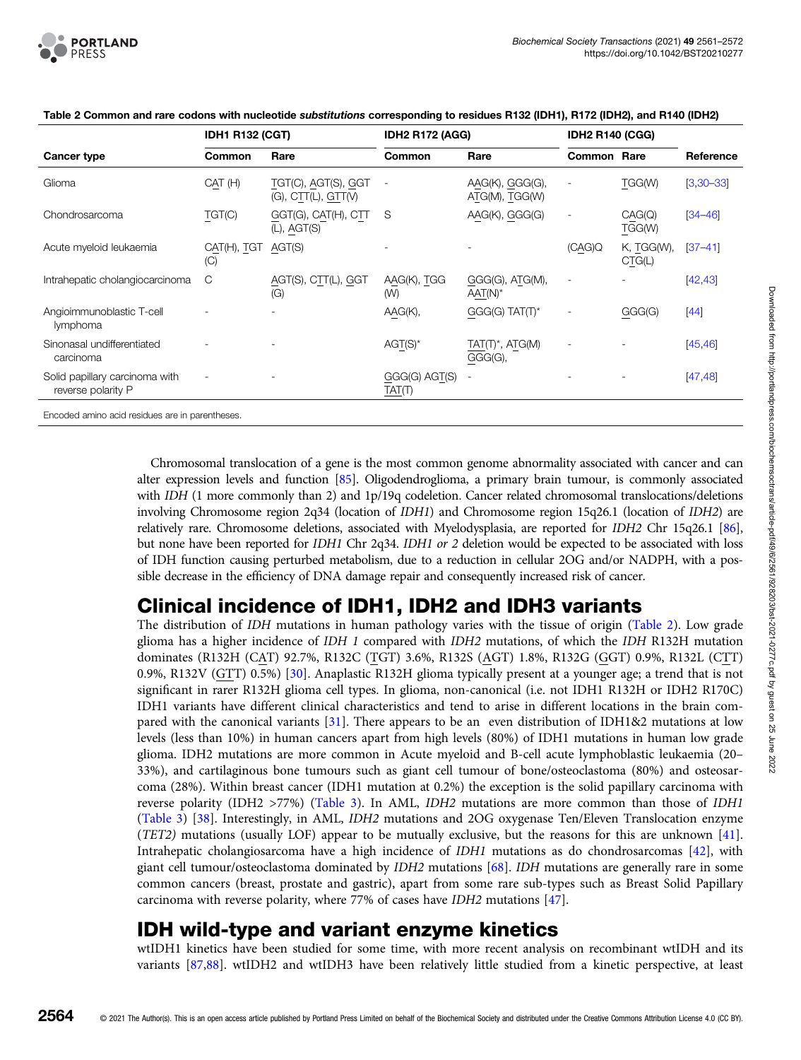**Table 2 Common and rare codons with nucleotide *substitutions* corresponding to residues R132 (IDH1), R172 (IDH2), and R140 (IDH2)**

| Cancer type | IDH1 R132 (CGT) | | IDH2 R172 (AGG) | | IDH2 R140 (CGG) | | Reference |
|---|---|---|---|---|---|---|---|
| | Common | Rare | Common | Rare | Common | Rare | |
| Glioma | CAT (H) | TGT(C), AGT(S), GGT (G), CTT(L), GTT(V) | - | AAG(K), GGG(G), ATG(M), TGG(W) | - | TGG(W) | [3,30–33] |
| Chondrosarcoma | TGT(C) | GGT(G), CAT(H), CTT (L), AGT(S) | S | AAG(K), GGG(G) | - | CAG(Q) TGG(W) | [34–46] |
| Acute myeloid leukaemia | CAT(H), TGT (C) | AGT(S) | - | - | (CAG)Q | K, TGG(W), CTG(L) | [37–41] |
| Intrahepatic cholangiocarcinoma | C | AGT(S), CTT(L), GGT (G) | AAG(K), TGG (W) | GGG(G), ATG(M), AAT(N)* | - | - | [42,43] |
| Angioimmunoblastic T-cell lymphoma | - | - | AAG(K), | GGG(G) TAT(T)* | - | GGG(G) | [44] |
| Sinonasal undifferentiated carcinoma | - | - | AGT(S)* | TAT(T)*, ATG(M) GGG(G), | - | - | [45,46] |
| Solid papillary carcinoma with reverse polarity P | - | - | GGG(G) AGT(S) TAT(T) | - | - | - | [47,48] |

Encoded amino acid residues are in parentheses.

Chromosomal translocation of a gene is the most common genome abnormality associated with cancer and can alter expression levels and function [85]. Oligodendroglioma, a primary brain tumour, is commonly associated with *IDH* (1 more commonly than 2) and 1p/19q codeletion. Cancer related chromosomal translocations/deletions involving Chromosome region 2q34 (location of *IDH1*) and Chromosome region 15q26.1 (location of *IDH2*) are relatively rare. Chromosome deletions, associated with Myelodysplasia, are reported for *IDH2* Chr 15q26.1 [86], but none have been reported for *IDH1* Chr 2q34. *IDH1 or 2* deletion would be expected to be associated with loss of IDH function causing perturbed metabolism, due to a reduction in cellular 2OG and/or NADPH, with a possible decrease in the efficiency of DNA damage repair and consequently increased risk of cancer.

## Clinical incidence of IDH1, IDH2 and IDH3 variants

The distribution of *IDH* mutations in human pathology varies with the tissue of origin (Table 2). Low grade glioma has a higher incidence of *IDH 1* compared with *IDH2* mutations, of which the *IDH* R132H mutation dominates (R132H (CAT) 92.7%, R132C (TGT) 3.6%, R132S (AGT) 1.8%, R132G (GGT) 0.9%, R132L (CTT) 0.9%, R132V (GTT) 0.5%) [30]. Anaplastic R132H glioma typically present at a younger age; a trend that is not significant in rarer R132H glioma cell types. In glioma, non-canonical (i.e. not IDH1 R132H or IDH2 R170C) IDH1 variants have different clinical characteristics and tend to arise in different locations in the brain compared with the canonical variants [31]. There appears to be an even distribution of IDH1&2 mutations at low levels (less than 10%) in human cancers apart from high levels (80%) of IDH1 mutations in human low grade glioma. IDH2 mutations are more common in Acute myeloid and B-cell acute lymphoblastic leukaemia (20–33%), and cartilaginous bone tumours such as giant cell tumour of bone/osteoclastoma (80%) and osteosarcoma (28%). Within breast cancer (IDH1 mutation at 0.2%) the exception is the solid papillary carcinoma with reverse polarity (IDH2 >77%) (Table 3). In AML, *IDH2* mutations are more common than those of *IDH1* (Table 3) [38]. Interestingly, in AML, *IDH2* mutations and 2OG oxygenase Ten/Eleven Translocation enzyme (*TET2)* mutations (usually LOF) appear to be mutually exclusive, but the reasons for this are unknown [41]. Intrahepatic cholangiosarcoma have a high incidence of *IDH1* mutations as do chondrosarcomas [42], with giant cell tumour/osteoclastoma dominated by *IDH2* mutations [68]. *IDH* mutations are generally rare in some common cancers (breast, prostate and gastric), apart from some rare sub-types such as Breast Solid Papillary carcinoma with reverse polarity, where 77% of cases have *IDH2* mutations [47].

## IDH wild-type and variant enzyme kinetics

wtIDH1 kinetics have been studied for some time, with more recent analysis on recombinant wtIDH and its variants [87,88]. wtIDH2 and wtIDH3 have been relatively little studied from a kinetic perspective, at least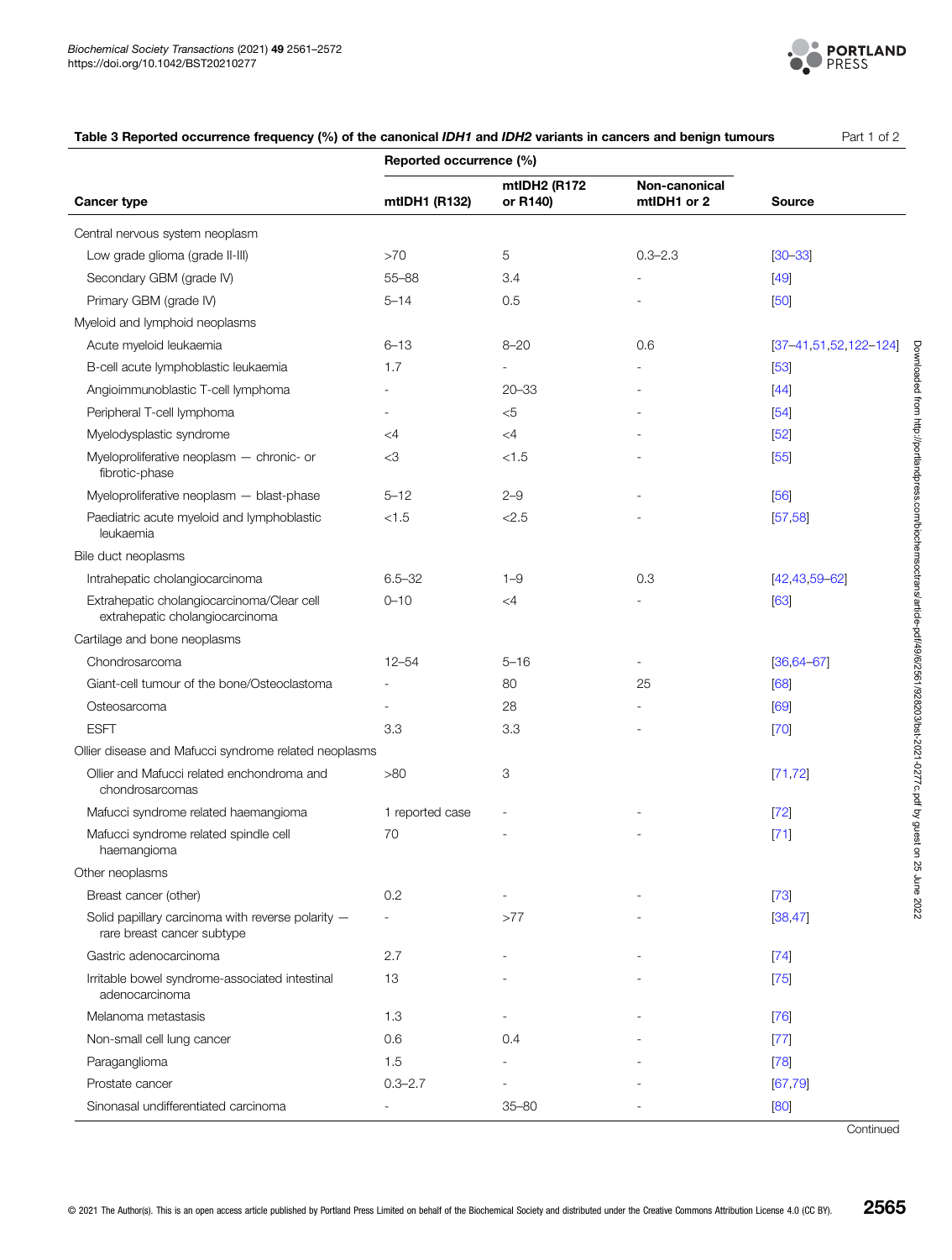**Table 3 Reported occurrence frequency (%) of the canonical *IDH1* and *IDH2* variants in cancers and benign tumours** Part 1 of 2

| Cancer type | Reported occurrence (%) | | | Source |
|---|---|---|---|---|
| | mtIDH1 (R132) | mtIDH2 (R172 or R140) | Non-canonical mtIDH1 or 2 | |
| **Central nervous system neoplasm** | | | | |
| Low grade glioma (grade II-III) | >70 | 5 | 0.3–2.3 | [30–33] |
| Secondary GBM (grade IV) | 55–88 | 3.4 | - | [49] |
| Primary GBM (grade IV) | 5–14 | 0.5 | - | [50] |
| **Myeloid and lymphoid neoplasms** | | | | |
| Acute myeloid leukaemia | 6–13 | 8–20 | 0.6 | [37–41,51,52,122–124] |
| B-cell acute lymphoblastic leukaemia | 1.7 | - | - | [53] |
| Angioimmunoblastic T-cell lymphoma | - | 20–33 | - | [44] |
| Peripheral T-cell lymphoma | - | <5 | - | [54] |
| Myelodysplastic syndrome | <4 | <4 | - | [52] |
| Myeloproliferative neoplasm — chronic- or fibrotic-phase | <3 | <1.5 | - | [55] |
| Myeloproliferative neoplasm — blast-phase | 5–12 | 2–9 | - | [56] |
| Paediatric acute myeloid and lymphoblastic leukaemia | <1.5 | <2.5 | - | [57,58] |
| **Bile duct neoplasms** | | | | |
| Intrahepatic cholangiocarcinoma | 6.5–32 | 1–9 | 0.3 | [42,43,59–62] |
| Extrahepatic cholangiocarcinoma/Clear cell extrahepatic cholangiocarcinoma | 0–10 | <4 | - | [63] |
| **Cartilage and bone neoplasms** | | | | |
| Chondrosarcoma | 12–54 | 5–16 | - | [36,64–67] |
| Giant-cell tumour of the bone/Osteoclastoma | - | 80 | 25 | [68] |
| Osteosarcoma | - | 28 | - | [69] |
| ESFT | 3.3 | 3.3 | - | [70] |
| **Ollier disease and Mafucci syndrome related neoplasms** | | | | |
| Ollier and Mafucci related enchondroma and chondrosarcomas | >80 | 3 | | [71,72] |
| Mafucci syndrome related haemangioma | 1 reported case | - | - | [72] |
| Mafucci syndrome related spindle cell haemangioma | 70 | - | - | [71] |
| **Other neoplasms** | | | | |
| Breast cancer (other) | 0.2 | - | - | [73] |
| Solid papillary carcinoma with reverse polarity — rare breast cancer subtype | - | >77 | - | [38,47] |
| Gastric adenocarcinoma | 2.7 | - | - | [74] |
| Irritable bowel syndrome-associated intestinal adenocarcinoma | 13 | - | - | [75] |
| Melanoma metastasis | 1.3 | - | - | [76] |
| Non-small cell lung cancer | 0.6 | 0.4 | - | [77] |
| Paraganglioma | 1.5 | - | - | [78] |
| Prostate cancer | 0.3–2.7 | - | - | [67,79] |
| Sinonasal undifferentiated carcinoma | - | 35–80 | - | [80] |

Continued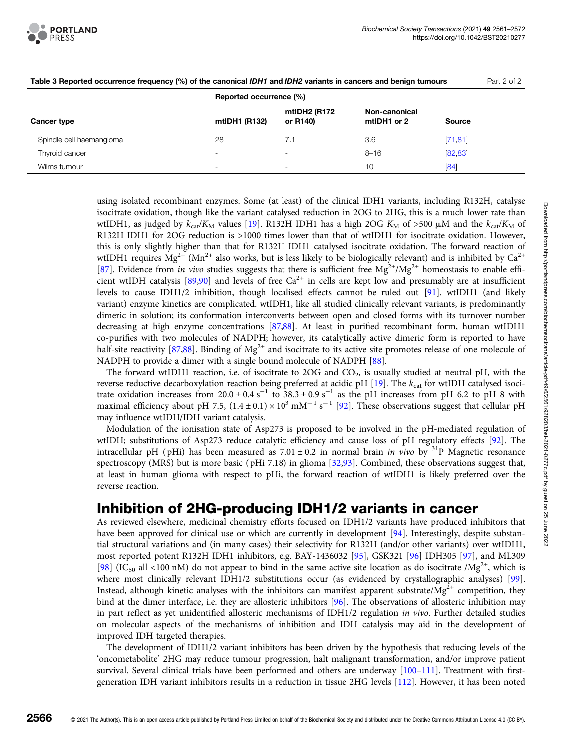Table 3 Reported occurrence frequency (%) of the canonical *IDH1* and *IDH2* variants in cancers and benign tumours — Part 2 of 2

| Cancer type | Reported occurrence (%) | | | Source |
|---|---|---|---|---|
| | mtIDH1 (R132) | mtIDH2 (R172 or R140) | Non-canonical mtIDH1 or 2 | |
| Spindle cell haemangioma | 28 | 7.1 | 3.6 | [71,81] |
| Thyroid cancer | - | - | 8–16 | [82,83] |
| Wilms tumour | - | - | 10 | [84] |

using isolated recombinant enzymes. Some (at least) of the clinical IDH1 variants, including R132H, catalyse isocitrate oxidation, though like the variant catalysed reduction in 2OG to 2HG, this is a much lower rate than wtIDH1, as judged by $k_{cat}/K_M$ values [19]. R132H IDH1 has a high 2OG $K_M$ of >500 μM and the $k_{cat}/K_M$ of R132H IDH1 for 2OG reduction is >1000 times lower than that of wtIDH1 for isocitrate oxidation. However, this is only slightly higher than that for R132H IDH1 catalysed isocitrate oxidation. The forward reaction of wtIDH1 requires $Mg^{2+}$ ($Mn^{2+}$ also works, but is less likely to be biologically relevant) and is inhibited by $Ca^{2+}$ [87]. Evidence from *in vivo* studies suggests that there is sufficient free $Mg^{2+}$/$Mg^{2+}$ homeostasis to enable efficient wtIDH catalysis [89,90] and levels of free $Ca^{2+}$ in cells are kept low and presumably are at insufficient levels to cause IDH1/2 inhibition, though localised effects cannot be ruled out [91]. wtIDH1 (and likely variant) enzyme kinetics are complicated. wtIDH1, like all studied clinically relevant variants, is predominantly dimeric in solution; its conformation interconverts between open and closed forms with its turnover number decreasing at high enzyme concentrations [87,88]. At least in purified recombinant form, human wtIDH1 co-purifies with two molecules of NADPH; however, its catalytically active dimeric form is reported to have half-site reactivity [87,88]. Binding of $Mg^{2+}$ and isocitrate to its active site promotes release of one molecule of NADPH to provide a dimer with a single bound molecule of NADPH [88].

The forward wtIDH1 reaction, i.e. of isocitrate to 2OG and $CO_2$, is usually studied at neutral pH, with the reverse reductive decarboxylation reaction being preferred at acidic pH [19]. The $k_{cat}$ for wtIDH catalysed isocitrate oxidation increases from $20.0 \pm 0.4\ s^{-1}$ to $38.3 \pm 0.9\ s^{-1}$ as the pH increases from pH 6.2 to pH 8 with maximal efficiency about pH 7.5, $(1.4 \pm 0.1) \times 10^3\ mM^{-1}\ s^{-1}$ [92]. These observations suggest that cellular pH may influence wtIDH/IDH variant catalysis.

Modulation of the ionisation state of Asp273 is proposed to be involved in the pH-mediated regulation of wtIDH; substitutions of Asp273 reduce catalytic efficiency and cause loss of pH regulatory effects [92]. The intracellular pH (pHi) has been measured as $7.01 \pm 0.2$ in normal brain *in vivo* by $^{31}P$ Magnetic resonance spectroscopy (MRS) but is more basic (pHi 7.18) in glioma [32,93]. Combined, these observations suggest that, at least in human glioma with respect to pHi, the forward reaction of wtIDH1 is likely preferred over the reverse reaction.

## Inhibition of 2HG-producing IDH1/2 variants in cancer

As reviewed elsewhere, medicinal chemistry efforts focused on IDH1/2 variants have produced inhibitors that have been approved for clinical use or which are currently in development [94]. Interestingly, despite substantial structural variations and (in many cases) their selectivity for R132H (and/or other variants) over wtIDH1, most reported potent R132H IDH1 inhibitors, e.g. BAY-1436032 [95], GSK321 [96] IDH305 [97], and ML309 [98] ($IC_{50}$ all <100 nM) do not appear to bind in the same active site location as do isocitrate /$Mg^{2+}$, which is where most clinically relevant IDH1/2 substitutions occur (as evidenced by crystallographic analyses) [99]. Instead, although kinetic analyses with the inhibitors can manifest apparent substrate/$Mg^{2+}$ competition, they bind at the dimer interface, i.e. they are allosteric inhibitors [96]. The observations of allosteric inhibition may in part reflect as yet unidentified allosteric mechanisms of IDH1/2 regulation *in vivo*. Further detailed studies on molecular aspects of the mechanisms of inhibition and IDH catalysis may aid in the development of improved IDH targeted therapies.

The development of IDH1/2 variant inhibitors has been driven by the hypothesis that reducing levels of the 'oncometabolite' 2HG may reduce tumour progression, halt malignant transformation, and/or improve patient survival. Several clinical trials have been performed and others are underway [100–111]. Treatment with first-generation IDH variant inhibitors results in a reduction in tissue 2HG levels [112]. However, it has been noted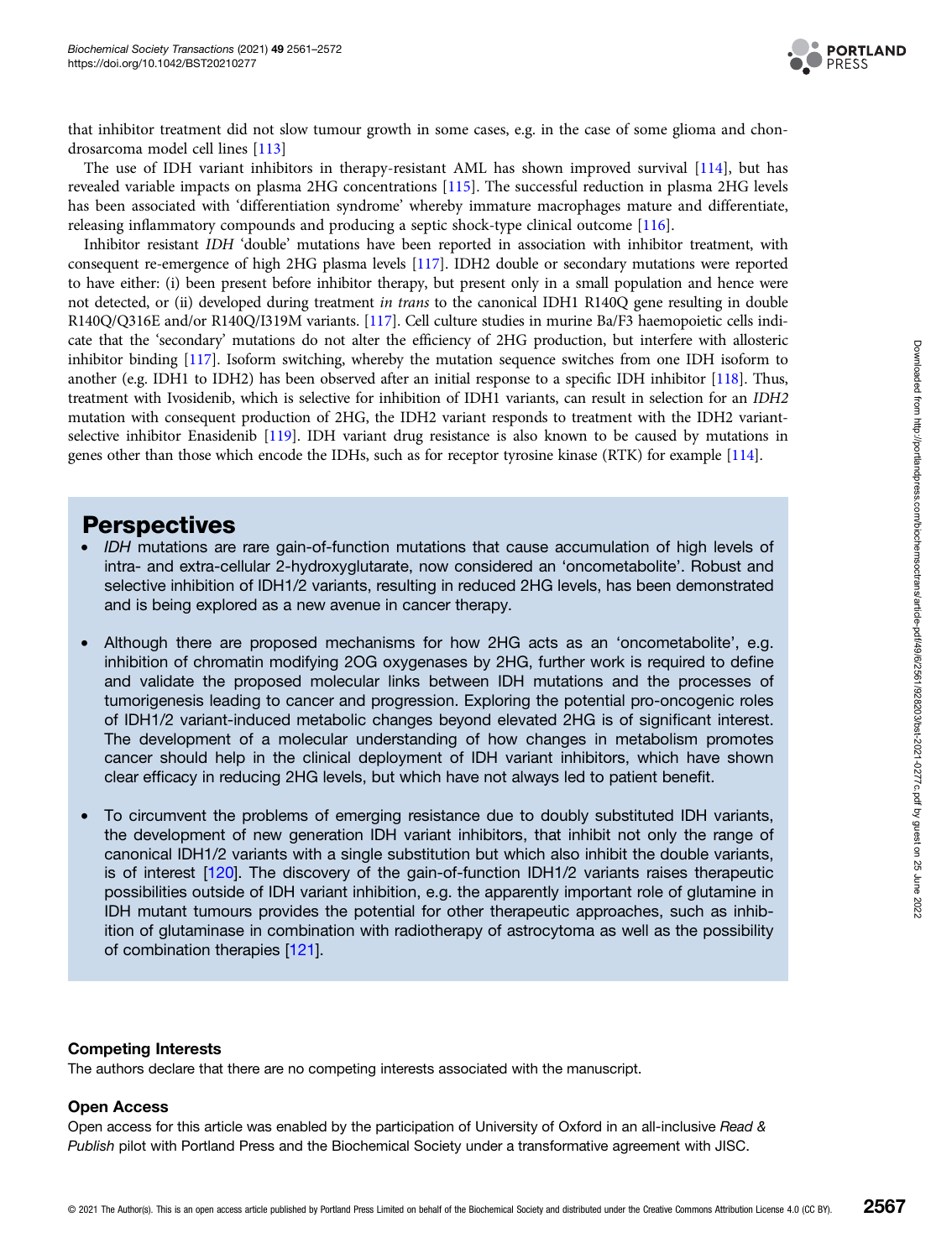that inhibitor treatment did not slow tumour growth in some cases, e.g. in the case of some glioma and chondrosarcoma model cell lines [113]

The use of IDH variant inhibitors in therapy-resistant AML has shown improved survival [114], but has revealed variable impacts on plasma 2HG concentrations [115]. The successful reduction in plasma 2HG levels has been associated with 'differentiation syndrome' whereby immature macrophages mature and differentiate, releasing inflammatory compounds and producing a septic shock-type clinical outcome [116].

Inhibitor resistant *IDH* 'double' mutations have been reported in association with inhibitor treatment, with consequent re-emergence of high 2HG plasma levels [117]. IDH2 double or secondary mutations were reported to have either: (i) been present before inhibitor therapy, but present only in a small population and hence were not detected, or (ii) developed during treatment *in trans* to the canonical IDH1 R140Q gene resulting in double R140Q/Q316E and/or R140Q/I319M variants. [117]. Cell culture studies in murine Ba/F3 haemopoietic cells indicate that the 'secondary' mutations do not alter the efficiency of 2HG production, but interfere with allosteric inhibitor binding [117]. Isoform switching, whereby the mutation sequence switches from one IDH isoform to another (e.g. IDH1 to IDH2) has been observed after an initial response to a specific IDH inhibitor [118]. Thus, treatment with Ivosidenib, which is selective for inhibition of IDH1 variants, can result in selection for an *IDH2* mutation with consequent production of 2HG, the IDH2 variant responds to treatment with the IDH2 variant-selective inhibitor Enasidenib [119]. IDH variant drug resistance is also known to be caused by mutations in genes other than those which encode the IDHs, such as for receptor tyrosine kinase (RTK) for example [114].

## Perspectives

- *IDH* mutations are rare gain-of-function mutations that cause accumulation of high levels of intra- and extra-cellular 2-hydroxyglutarate, now considered an 'oncometabolite'. Robust and selective inhibition of IDH1/2 variants, resulting in reduced 2HG levels, has been demonstrated and is being explored as a new avenue in cancer therapy.
- Although there are proposed mechanisms for how 2HG acts as an 'oncometabolite', e.g. inhibition of chromatin modifying 2OG oxygenases by 2HG, further work is required to define and validate the proposed molecular links between IDH mutations and the processes of tumorigenesis leading to cancer and progression. Exploring the potential pro-oncogenic roles of IDH1/2 variant-induced metabolic changes beyond elevated 2HG is of significant interest. The development of a molecular understanding of how changes in metabolism promotes cancer should help in the clinical deployment of IDH variant inhibitors, which have shown clear efficacy in reducing 2HG levels, but which have not always led to patient benefit.
- To circumvent the problems of emerging resistance due to doubly substituted IDH variants, the development of new generation IDH variant inhibitors, that inhibit not only the range of canonical IDH1/2 variants with a single substitution but which also inhibit the double variants, is of interest [120]. The discovery of the gain-of-function IDH1/2 variants raises therapeutic possibilities outside of IDH variant inhibition, e.g. the apparently important role of glutamine in IDH mutant tumours provides the potential for other therapeutic approaches, such as inhibition of glutaminase in combination with radiotherapy of astrocytoma as well as the possibility of combination therapies [121].

### Competing Interests

The authors declare that there are no competing interests associated with the manuscript.

### Open Access

Open access for this article was enabled by the participation of University of Oxford in an all-inclusive *Read & Publish* pilot with Portland Press and the Biochemical Society under a transformative agreement with JISC.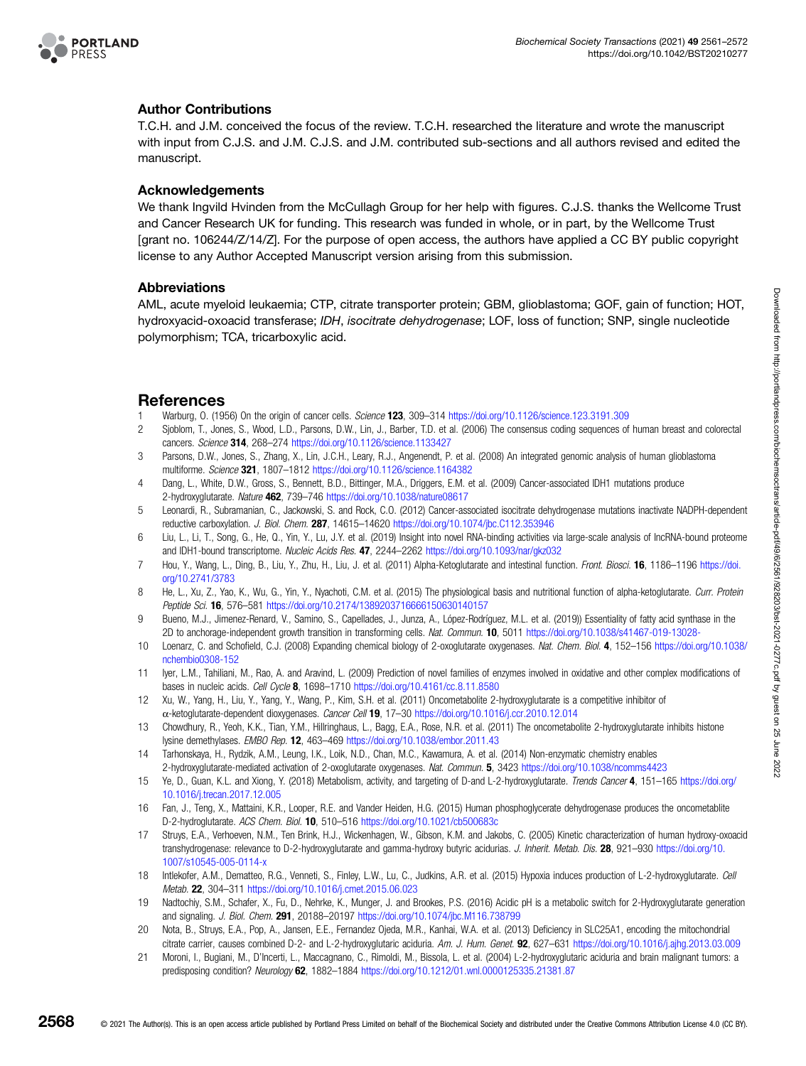## Author Contributions

T.C.H. and J.M. conceived the focus of the review. T.C.H. researched the literature and wrote the manuscript with input from C.J.S. and J.M. C.J.S. and J.M. contributed sub-sections and all authors revised and edited the manuscript.

## Acknowledgements

We thank Ingvild Hvinden from the McCullagh Group for her help with figures. C.J.S. thanks the Wellcome Trust and Cancer Research UK for funding. This research was funded in whole, or in part, by the Wellcome Trust [grant no. 106244/Z/14/Z]. For the purpose of open access, the authors have applied a CC BY public copyright license to any Author Accepted Manuscript version arising from this submission.

## Abbreviations

AML, acute myeloid leukaemia; CTP, citrate transporter protein; GBM, glioblastoma; GOF, gain of function; HOT, hydroxyacid-oxoacid transferase; *IDH*, *isocitrate dehydrogenase*; LOF, loss of function; SNP, single nucleotide polymorphism; TCA, tricarboxylic acid.

## References

1. Warburg, O. (1956) On the origin of cancer cells. *Science* **123**, 309–314 https://doi.org/10.1126/science.123.3191.309
2. Sjoblom, T., Jones, S., Wood, L.D., Parsons, D.W., Lin, J., Barber, T.D. et al. (2006) The consensus coding sequences of human breast and colorectal cancers. *Science* **314**, 268–274 https://doi.org/10.1126/science.1133427
3. Parsons, D.W., Jones, S., Zhang, X., Lin, J.C.H., Leary, R.J., Angenendt, P. et al. (2008) An integrated genomic analysis of human glioblastoma multiforme. *Science* **321**, 1807–1812 https://doi.org/10.1126/science.1164382
4. Dang, L., White, D.W., Gross, S., Bennett, B.D., Bittinger, M.A., Driggers, E.M. et al. (2009) Cancer-associated IDH1 mutations produce 2-hydroxyglutarate. *Nature* **462**, 739–746 https://doi.org/10.1038/nature08617
5. Leonardi, R., Subramanian, C., Jackowski, S. and Rock, C.O. (2012) Cancer-associated isocitrate dehydrogenase mutations inactivate NADPH-dependent reductive carboxylation. *J. Biol. Chem.* **287**, 14615–14620 https://doi.org/10.1074/jbc.C112.353946
6. Liu, L., Li, T., Song, G., He, Q., Yin, Y., Lu, J.Y. et al. (2019) Insight into novel RNA-binding activities via large-scale analysis of lncRNA-bound proteome and IDH1-bound transcriptome. *Nucleic Acids Res.* **47**, 2244–2262 https://doi.org/10.1093/nar/gkz032
7. Hou, Y., Wang, L., Ding, B., Liu, Y., Zhu, H., Liu, J. et al. (2011) Alpha-Ketoglutarate and intestinal function. *Front. Biosci.* **16**, 1186–1196 https://doi.org/10.2741/3783
8. He, L., Xu, Z., Yao, K., Wu, G., Yin, Y., Nyachoti, C.M. et al. (2015) The physiological basis and nutritional function of alpha-ketoglutarate. *Curr. Protein Peptide Sci.* **16**, 576–581 https://doi.org/10.2174/1389203716666150630140157
9. Bueno, M.J., Jimenez-Renard, V., Samino, S., Capellades, J., Junza, A., López-Rodríguez, M.L. et al. (2019)) Essentiality of fatty acid synthase in the 2D to anchorage-independent growth transition in transforming cells. *Nat. Commun.* **10**, 5011 https://doi.org/10.1038/s41467-019-13028-
10. Loenarz, C. and Schofield, C.J. (2008) Expanding chemical biology of 2-oxoglutarate oxygenases. *Nat. Chem. Biol.* **4**, 152–156 https://doi.org/10.1038/nchembio0308-152
11. Iyer, L.M., Tahiliani, M., Rao, A. and Aravind, L. (2009) Prediction of novel families of enzymes involved in oxidative and other complex modifications of bases in nucleic acids. *Cell Cycle* **8**, 1698–1710 https://doi.org/10.4161/cc.8.11.8580
12. Xu, W., Yang, H., Liu, Y., Yang, Y., Wang, P., Kim, S.H. et al. (2011) Oncometabolite 2-hydroxyglutarate is a competitive inhibitor of α-ketoglutarate-dependent dioxygenases. *Cancer Cell* **19**, 17–30 https://doi.org/10.1016/j.ccr.2010.12.014
13. Chowdhury, R., Yeoh, K.K., Tian, Y.M., Hillringhaus, L., Bagg, E.A., Rose, N.R. et al. (2011) The oncometabolite 2-hydroxyglutarate inhibits histone lysine demethylases. *EMBO Rep.* **12**, 463–469 https://doi.org/10.1038/embor.2011.43
14. Tarhonskaya, H., Rydzik, A.M., Leung, I.K., Loik, N.D., Chan, M.C., Kawamura, A. et al. (2014) Non-enzymatic chemistry enables 2-hydroxyglutarate-mediated activation of 2-oxoglutarate oxygenases. *Nat. Commun.* **5**, 3423 https://doi.org/10.1038/ncomms4423
15. Ye, D., Guan, K.L. and Xiong, Y. (2018) Metabolism, activity, and targeting of D-and L-2-hydroxyglutarate. *Trends Cancer* **4**, 151–165 https://doi.org/10.1016/j.trecan.2017.12.005
16. Fan, J., Teng, X., Mattaini, K.R., Looper, R.E. and Vander Heiden, H.G. (2015) Human phosphoglycerate dehydrogenase produces the oncometablite D-2-hydroglutarate. *ACS Chem. Biol.* **10**, 510–516 https://doi.org/10.1021/cb500683c
17. Struys, E.A., Verhoeven, N.M., Ten Brink, H.J., Wickenhagen, W., Gibson, K.M. and Jakobs, C. (2005) Kinetic characterization of human hydroxy-oxoacid transhydrogenase: relevance to D-2-hydroxyglutarate and gamma-hydroxy butyric acidurias. *J. Inherit. Metab. Dis.* **28**, 921–930 https://doi.org/10.1007/s10545-005-0114-x
18. Intlekofer, A.M., Dematteo, R.G., Venneti, S., Finley, L.W., Lu, C., Judkins, A.R. et al. (2015) Hypoxia induces production of L-2-hydroxyglutarate. *Cell Metab.* **22**, 304–311 https://doi.org/10.1016/j.cmet.2015.06.023
19. Nadtochiy, S.M., Schafer, X., Fu, D., Nehrke, K., Munger, J. and Brookes, P.S. (2016) Acidic pH is a metabolic switch for 2-Hydroxyglutarate generation and signaling. *J. Biol. Chem.* **291**, 20188–20197 https://doi.org/10.1074/jbc.M116.738799
20. Nota, B., Struys, E.A., Pop, A., Jansen, E.E., Fernandez Ojeda, M.R., Kanhai, W.A. et al. (2013) Deficiency in SLC25A1, encoding the mitochondrial citrate carrier, causes combined D-2- and L-2-hydroxyglutaric aciduria. *Am. J. Hum. Genet.* **92**, 627–631 https://doi.org/10.1016/j.ajhg.2013.03.009
21. Moroni, I., Bugiani, M., D'Incerti, L., Maccagnano, C., Rimoldi, M., Bissola, L. et al. (2004) L-2-hydroxyglutaric aciduria and brain malignant tumors: a predisposing condition? *Neurology* **62**, 1882–1884 https://doi.org/10.1212/01.wnl.0000125335.21381.87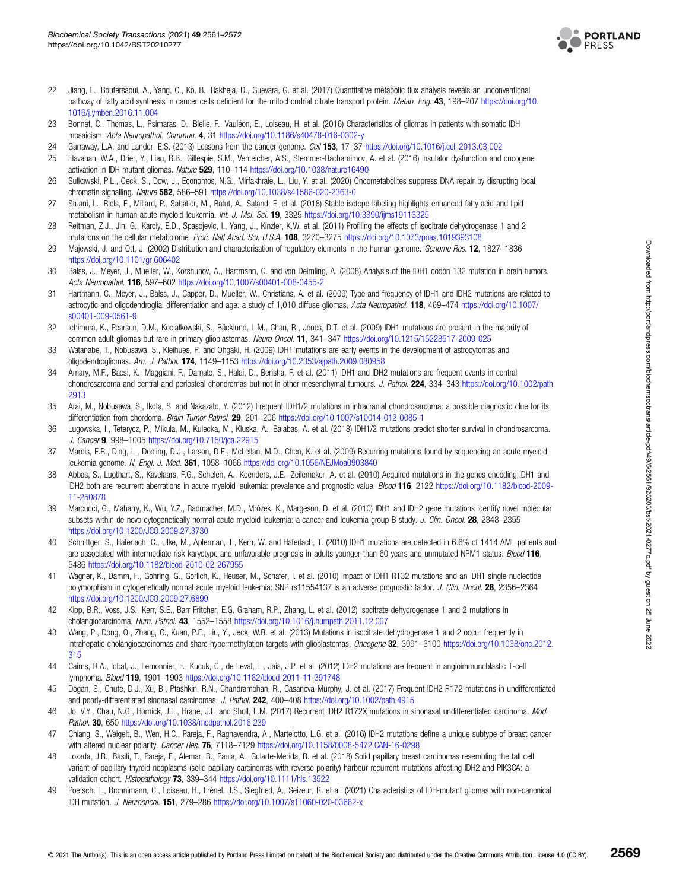22 Jiang, L., Boufersaoui, A., Yang, C., Ko, B., Rakheja, D., Guevara, G. et al. (2017) Quantitative metabolic flux analysis reveals an unconventional pathway of fatty acid synthesis in cancer cells deficient for the mitochondrial citrate transport protein. *Metab. Eng.* **43**, 198–207 https://doi.org/10.1016/j.ymben.2016.11.004

23 Bonnet, C., Thomas, L., Psimaras, D., Bielle, F., Vauléon, E., Loiseau, H. et al. (2016) Characteristics of gliomas in patients with somatic IDH mosaicism. *Acta Neuropathol. Commun.* **4**, 31 https://doi.org/10.1186/s40478-016-0302-y

24 Garraway, L.A. and Lander, E.S. (2013) Lessons from the cancer genome. *Cell* **153**, 17–37 https://doi.org/10.1016/j.cell.2013.03.002

25 Flavahan, W.A., Drier, Y., Liau, B.B., Gillespie, S.M., Venteicher, A.S., Stemmer-Rachamimov, A. et al. (2016) Insulator dysfunction and oncogene activation in IDH mutant gliomas. *Nature* **529**, 110–114 https://doi.org/10.1038/nature16490

26 Sulkowski, P.L., Oeck, S., Dow, J., Economos, N.G., Mirfakhraie, L., Liu, Y. et al. (2020) Oncometabolites suppress DNA repair by disrupting local chromatin signalling. *Nature* **582**, 586–591 https://doi.org/10.1038/s41586-020-2363-0

27 Stuani, L., Riols, F., Millard, P., Sabatier, M., Batut, A., Saland, E. et al. (2018) Stable isotope labeling highlights enhanced fatty acid and lipid metabolism in human acute myeloid leukemia. *Int. J. Mol. Sci.* **19**, 3325 https://doi.org/10.3390/ijms19113325

28 Reitman, Z.J., Jin, G., Karoly, E.D., Spasojevic, I., Yang, J., Kinzler, K.W. et al. (2011) Profiling the effects of isocitrate dehydrogenase 1 and 2 mutations on the cellular metabolome. *Proc. Natl Acad. Sci. U.S.A.* **108**, 3270–3275 https://doi.org/10.1073/pnas.1019393108

29 Majewski, J. and Ott, J. (2002) Distribution and characterisation of regulatory elements in the human genome. *Genome Res.* **12**, 1827–1836 https://doi.org/10.1101/gr.606402

30 Balss, J., Meyer, J., Mueller, W., Korshunov, A., Hartmann, C. and von Deimling, A. (2008) Analysis of the IDH1 codon 132 mutation in brain tumors. *Acta Neuropathol.* **116**, 597–602 https://doi.org/10.1007/s00401-008-0455-2

31 Hartmann, C., Meyer, J., Balss, J., Capper, D., Mueller, W., Christians, A. et al. (2009) Type and frequency of IDH1 and IDH2 mutations are related to astrocytic and oligodendroglial differentiation and age: a study of 1,010 diffuse gliomas. *Acta Neuropathol.* **118**, 469–474 https://doi.org/10.1007/s00401-009-0561-9

32 Ichimura, K., Pearson, D.M., Kocialkowski, S., Bäcklund, L.M., Chan, R., Jones, D.T. et al. (2009) IDH1 mutations are present in the majority of common adult gliomas but rare in primary glioblastomas. *Neuro Oncol.* **11**, 341–347 https://doi.org/10.1215/15228517-2009-025

33 Watanabe, T., Nobusawa, S., Kleihues, P. and Ohgaki, H. (2009) IDH1 mutations are early events in the development of astrocytomas and oligodendrogliomas. *Am. J. Pathol.* **174**, 1149–1153 https://doi.org/10.2353/ajpath.2009.080958

34 Amary, M.F., Bacsi, K., Maggiani, F., Damato, S., Halai, D., Berisha, F. et al. (2011) IDH1 and IDH2 mutations are frequent events in central chondrosarcoma and central and periosteal chondromas but not in other mesenchymal tumours. *J. Pathol.* **224**, 334–343 https://doi.org/10.1002/path.2913

35 Arai, M., Nobusawa, S., Ikota, S. and Nakazato, Y. (2012) Frequent IDH1/2 mutations in intracranial chondrosarcoma: a possible diagnostic clue for its differentiation from chordoma. *Brain Tumor Pathol.* **29**, 201–206 https://doi.org/10.1007/s10014-012-0085-1

36 Lugowska, I., Teterycz, P., Mikula, M., Kulecka, M., Kluska, A., Balabas, A. et al. (2018) IDH1/2 mutations predict shorter survival in chondrosarcoma. *J. Cancer* **9**, 998–1005 https://doi.org/10.7150/jca.22915

37 Mardis, E.R., Ding, L., Dooling, D.J., Larson, D.E., McLellan, M.D., Chen, K. et al. (2009) Recurring mutations found by sequencing an acute myeloid leukemia genome. *N. Engl. J. Med.* **361**, 1058–1066 https://doi.org/10.1056/NEJMoa0903840

38 Abbas, S., Lugthart, S., Kavelaars, F.G., Schelen, A., Koenders, J.E., Zeilemaker, A. et al. (2010) Acquired mutations in the genes encoding IDH1 and IDH2 both are recurrent aberrations in acute myeloid leukemia: prevalence and prognostic value. *Blood* **116**, 2122 https://doi.org/10.1182/blood-2009-11-250878

39 Marcucci, G., Maharry, K., Wu, Y.Z., Radmacher, M.D., Mrózek, K., Margeson, D. et al. (2010) IDH1 and IDH2 gene mutations identify novel molecular subsets within de novo cytogenetically normal acute myeloid leukemia: a cancer and leukemia group B study. *J. Clin. Oncol.* **28**, 2348–2355 https://doi.org/10.1200/JCO.2009.27.3730

40 Schnittger, S., Haferlach, C., Ulke, M., Alpermann, T., Kern, W. and Haferlach, T. (2010) IDH1 mutations are detected in 6.6% of 1414 AML patients and are associated with intermediate risk karyotype and unfavorable prognosis in adults younger than 60 years and unmutated NPM1 status. *Blood* **116**, 5486 https://doi.org/10.1182/blood-2010-02-267955

41 Wagner, K., Damm, F., Gohring, G., Gorlich, K., Heuser, M., Schafer, I. et al. (2010) Impact of IDH1 R132 mutations and an IDH1 single nucleotide polymorphism in cytogenetically normal acute myeloid leukemia: SNP rs11554137 is an adverse prognostic factor. *J. Clin. Oncol.* **28**, 2356–2364 https://doi.org/10.1200/JCO.2009.27.6899

42 Kipp, B.R., Voss, J.S., Kerr, S.E., Barr Fritcher, E.G. Graham, R.P., Zhang, L. et al. (2012) Isocitrate dehydrogenase 1 and 2 mutations in cholangiocarcinoma. *Hum. Pathol.* **43**, 1552–1558 https://doi.org/10.1016/j.humpath.2011.12.007

43 Wang, P., Dong, Q., Zhang, C., Kuan, P.F., Liu, Y., Jeck, W.R. et al. (2013) Mutations in isocitrate dehydrogenase 1 and 2 occur frequently in intrahepatic cholangiocarcinomas and share hypermethylation targets with glioblastomas. *Oncogene* **32**, 3091–3100 https://doi.org/10.1038/onc.2012.315

44 Cairns, R.A., Iqbal, J., Lemonnier, F., Kucuk, C., de Leval, L., Jais, J.P. et al. (2012) IDH2 mutations are frequent in angioimmunoblastic T-cell lymphoma. *Blood* **119**, 1901–1903 https://doi.org/10.1182/blood-2011-11-391748

45 Dogan, S., Chute, D.J., Xu, B., Ptashkin, R.N., Chandramohan, R., Casanova-Murphy, J. et al. (2017) Frequent IDH2 R172 mutations in undifferentiated and poorly-differentiated sinonasal carcinomas. *J. Pathol.* **242**, 400–408 https://doi.org/10.1002/path.4915

46 Jo, V.Y., Chau, N.G., Hornick, J.L., Hrane, J.F. and Sholl, L.M. (2017) Recurrent IDH2 R172X mutations in sinonasal undifferentiated carcinoma. *Mod. Pathol.* **30**, 650 https://doi.org/10.1038/modpathol.2016.239

47 Chiang, S., Weigelt, B., Wen, H.C., Pareja, F., Raghavendra, A., Martelotto, L.G. et al. (2016) IDH2 mutations define a unique subtype of breast cancer with altered nuclear polarity. *Cancer Res.* **76**, 7118–7129 https://doi.org/10.1158/0008-5472.CAN-16-0298

48 Lozada, J.R., Basili, T., Pareja, F., Alemar, B., Paula, A., Gularte-Merida, R. et al. (2018) Solid papillary breast carcinomas resembling the tall cell variant of papillary thyroid neoplasms (solid papillary carcinomas with reverse polarity) harbour recurrent mutations affecting IDH2 and PIK3CA: a validation cohort. *Histopathology* **73**, 339–344 https://doi.org/10.1111/his.13522

49 Poetsch, L., Bronnimann, C., Loiseau, H., Frénel, J.S., Siegfried, A., Seizeur, R. et al. (2021) Characteristics of IDH-mutant gliomas with non-canonical IDH mutation. *J. Neurooncol.* **151**, 279–286 https://doi.org/10.1007/s11060-020-03662-x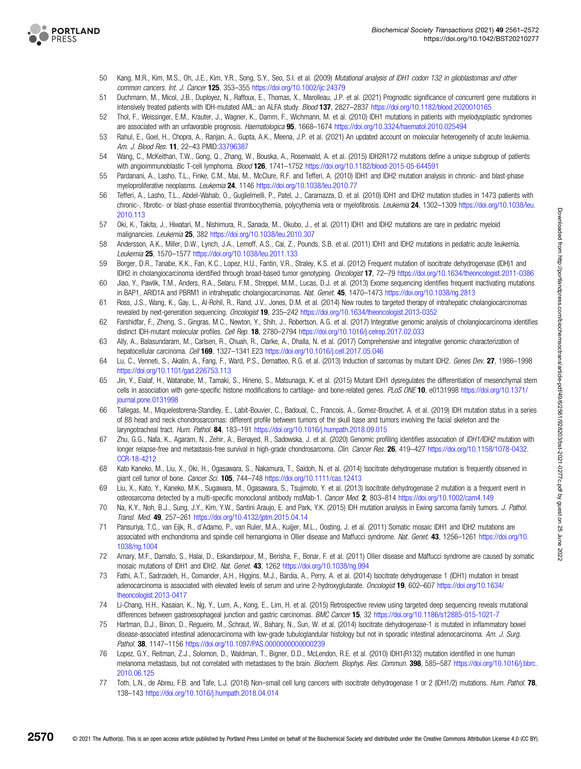50 Kang, M.R., Kim, M.S., Oh, J.E., Kim, Y.R., Song, S.Y., Seo, S.I. et al. (2009) *Mutational analysis of IDH1 codon 132 in glioblastomas and other common cancers. Int. J. Cancer* **125**, 353–355 https://doi.org/10.1002/ijc.24379

51 Duchmann, M., Micol, J.B., Duployez, N., Raffoux, E., Thomas, X., Marolleau, J.P. et al. (2021) Prognostic significance of concurrent gene mutations in intensively treated patients with IDH-mutated AML: an ALFA study. *Blood* **137**, 2827–2837 https://doi.org/10.1182/blood.2020010165

52 Thol, F., Weissinger, E.M., Krauter, J., Wagner, K., Damm, F., Wichmann, M. et al. (2010) IDH1 mutations in patients with myelodysplastic syndromes are associated with an unfavorable prognosis. *Haematologica* **95**, 1668–1674 https://doi.org/10.3324/haematol.2010.025494

53 Rahul, E., Goel, H., Chopra, A., Ranjan, A., Gupta, A.K., Meena, J.P. et al. (2021) An updated account on molecular heterogeneity of acute leukemia. *Am. J. Blood Res.* **11**, 22–43 PMID:33796387

54 Wang, C., McKeithan, T.W., Gong, Q., Zhang, W., Bouska, A., Rosenwald, A. et al. (2015) IDH2R172 mutations define a unique subgroup of patients with angioimmunoblastic T-cell lymphoma. *Blood* **126**, 1741–1752 https://doi.org/10.1182/blood-2015-05-644591

55 Pardanani, A., Lasho, T.L., Finke, C.M., Mai, M., McClure, R.F. and Tefferi, A. (2010) IDH1 and IDH2 mutation analysis in chronic- and blast-phase myeloproliferative neoplasms. *Leukemia* **24**, 1146 https://doi.org/10.1038/leu.2010.77

56 Tefferi, A., Lasho, T.L., Abdel-Wahab, O., Guglielmelli, P., Patel, J., Caramazza, D. et al. (2010) IDH1 and IDH2 mutation studies in 1473 patients with chronic-, fibrotic- or blast-phase essential thrombocythemia, polycythemia vera or myelofibrosis. *Leukemia* **24**, 1302–1309 https://doi.org/10.1038/leu.2010.113

57 Oki, K., Takita, J., Hiwatari, M., Nishimura, R., Sanada, M., Okubo, J., et al. (2011) IDH1 and IDH2 mutations are rare in pediatric myeloid malignancies. *Leukemia* **25**, 382 https://doi.org/10.1038/leu.2010.307

58 Andersson, A.K., Miller, D.W., Lynch, J.A., Lemoff, A.S., Cai, Z., Pounds, S.B. et al. (2011) IDH1 and IDH2 mutations in pediatric acute leukemia. *Leukemia* **25**, 1570–1577 https://doi.org/10.1038/leu.2011.133

59 Borger, D.R., Tanabe, K.K., Fan, K.C., Lopez, H.U., Fantin, V.R., Straley, K.S. et al. (2012) Frequent mutation of isocitrate dehydrogenase (IDH)1 and IDH2 in cholangiocarcinoma identified through broad-based tumor genotyping. *Oncologist* **17**, 72–79 https://doi.org/10.1634/theoncologist.2011-0386

60 Jiao, Y., Pawlik, T.M., Anders, R.A., Selaru, F.M., Streppel, M.M., Lucas, D.J. et al. (2013) Exome sequencing identifies frequent inactivating mutations in BAP1, ARID1A and PBRM1 in intrahepatic cholangiocarcinomas. *Nat. Genet.* **45**, 1470–1473 https://doi.org/10.1038/ng.2813

61 Ross, J.S., Wang, K., Gay, L., Al-Rohil, R., Rand, J.V., Jones, D.M. et al. (2014) New routes to targeted therapy of intrahepatic cholangiocarcinomas revealed by next-generation sequencing. *Oncologist* **19**, 235–242 https://doi.org/10.1634/theoncologist.2013-0352

62 Farshidfar, F., Zheng, S., Gingras, M.C., Newton, Y., Shih, J., Robertson, A.G. et al. (2017) Integrative genomic analysis of cholangiocarcinoma identifies distinct IDH-mutant molecular profiles. *Cell Rep.* **18**, 2780–2794 https://doi.org/10.1016/j.celrep.2017.02.033

63 Ally, A., Balasundaram, M., Carlsen, R., Chuah, R., Clarke, A., Dhalla, N. et al. (2017) Comprehensive and integrative genomic characterization of hepatocellular carcinoma. *Cell* **169**, 1327–1341.E23 https://doi.org/10.1016/j.cell.2017.05.046

64 Lu, C., Venneti, S., Akalin, A., Fang, F., Ward, P.S., Dematteo, R.G. et al. (2013) Induction of sarcomas by mutant IDH2. *Genes Dev.* **27**, 1986–1998 https://doi.org/10.1101/gad.226753.113

65 Jin, Y., Elalaf, H., Watanabe, M., Tamaki, S., Hineno, S., Matsunaga, K. et al. (2015) Mutant IDH1 dysregulates the differentiation of mesenchymal stem cells in association with gene-specific histone modifications to cartilage- and bone-related genes. *PLoS ONE* **10**, e0131998 https://doi.org/10.1371/journal.pone.0131998

66 Tallegas, M., Miquelestorena-Standley, E., Labit-Bouvier, C., Badoual, C., Francois, A., Gomez-Brouchet, A. et al. (2019) IDH mutation status in a series of 88 head and neck chondrosarcomas: different profile between tumors of the skull base and tumors involving the facial skeleton and the laryngotracheal tract. *Hum. Pathol.* **84**, 183–191 https://doi.org/10.1016/j.humpath.2018.09.015

67 Zhu, G.G., Nafa, K., Agaram, N., Zehir, A., Benayed, R., Sadowska, J. et al. (2020) Genomic profiling identifies association of *IDH1/IDH2* mutation with longer relapse-free and metastasis-free survival in high-grade chondrosarcoma. *Clin. Cancer Res.* **26**, 419–427 https://doi.org/10.1158/1078-0432.CCR-18-4212

68 Kato Kaneko, M., Liu, X., Oki, H., Ogasawara, S., Nakamura, T., Saidoh, N. et al. (2014) Isocitrate dehydrogenase mutation is frequently observed in giant cell tumor of bone. *Cancer Sci.* **105**, 744–748 https://doi.org/10.1111/cas.12413

69 Liu, X., Kato, Y., Kaneko, M.K., Sugawara, M., Ogasawara, S., Tsujimoto, Y. et al. (2013) Isocitrate dehydrogenase 2 mutation is a frequent event in osteosarcoma detected by a multi-specific monoclonal antibody msMab-1. *Cancer Med.* **2**, 803–814 https://doi.org/10.1002/cam4.149

70 Na, K.Y., Noh, B.J., Sung, J.Y., Kim, Y.W., Santini Araujo, E. and Park, Y.K. (2015) IDH mutation analysis in Ewing sarcoma family tumors. *J. Pathol. Transl. Med.* **49**, 257–261 https://doi.org/10.4132/jptm.2015.04.14

71 Pansuriya, T.C., van Eijk, R., d'Adamo, P., van Ruler, M.A., Kuijjer, M.L., Oosting, J. et al. (2011) Somatic mosaic IDH1 and IDH2 mutations are associated with enchondroma and spindle cell hemangioma in Ollier disease and Maffucci syndrome. *Nat. Genet.* **43**, 1256–1261 https://doi.org/10.1038/ng.1004

72 Amary, M.F., Damato, S., Halai, D., Eskandarpour, M., Berisha, F., Bonar, F. et al. (2011) Ollier disease and Maffucci syndrome are caused by somatic mosaic mutations of IDH1 and IDH2. *Nat. Genet.* **43**, 1262 https://doi.org/10.1038/ng.994

73 Fathi, A.T., Sadrzadeh, H., Comander, A.H., Higgins, M.J., Bardia, A., Perry, A. et al. (2014) Isocitrate dehydrogenase 1 (IDH1) mutation in breast adenocarcinoma is associated with elevated levels of serum and urine 2-hydroxyglutarate. *Oncologist* **19**, 602–607 https://doi.org/10.1634/theoncologist.2013-0417

74 Li-Chang, H.H., Kasaian, K., Ng, Y., Lum, A., Kong, E., Lim, H. et al. (2015) Retrospective review using targeted deep sequencing reveals mutational differences between gastroesophageal junction and gastric carcinomas. *BMC Cancer* **15**, 32 https://doi.org/10.1186/s12885-015-1021-7

75 Hartman, D.J., Binon, D., Regueiro, M., Schraut, W., Bahary, N., Sun, W. et al. (2014) Isocitrate dehydrogenase-1 is mutated in inflammatory bowel disease-associated intestinal adenocarcinoma with low-grade tubuloglandular histology but not in sporadic intestinal adenocarcinoma. *Am. J. Surg. Pathol.* **38**, 1147–1156 https://doi.org/10.1097/PAS.0000000000000239

76 Lopez, G.Y., Reitman, Z.J., Solomon, D., Waldman, T., Bigner, D.D., McLendon, R.E. et al. (2010) IDH1(R132) mutation identified in one human melanoma metastasis, but not correlated with metastases to the brain. *Biochem. Biophys. Res. Commun.* **398**, 585–587 https://doi.org/10.1016/j.bbrc.2010.06.125

77 Toth, L.N., de Abreu, F.B. and Tafe, L.J. (2018) Non–small cell lung cancers with isocitrate dehydrogenase 1 or 2 (IDH1/2) mutations. *Hum. Pathol.* **78**, 138–143 https://doi.org/10.1016/j.humpath.2018.04.014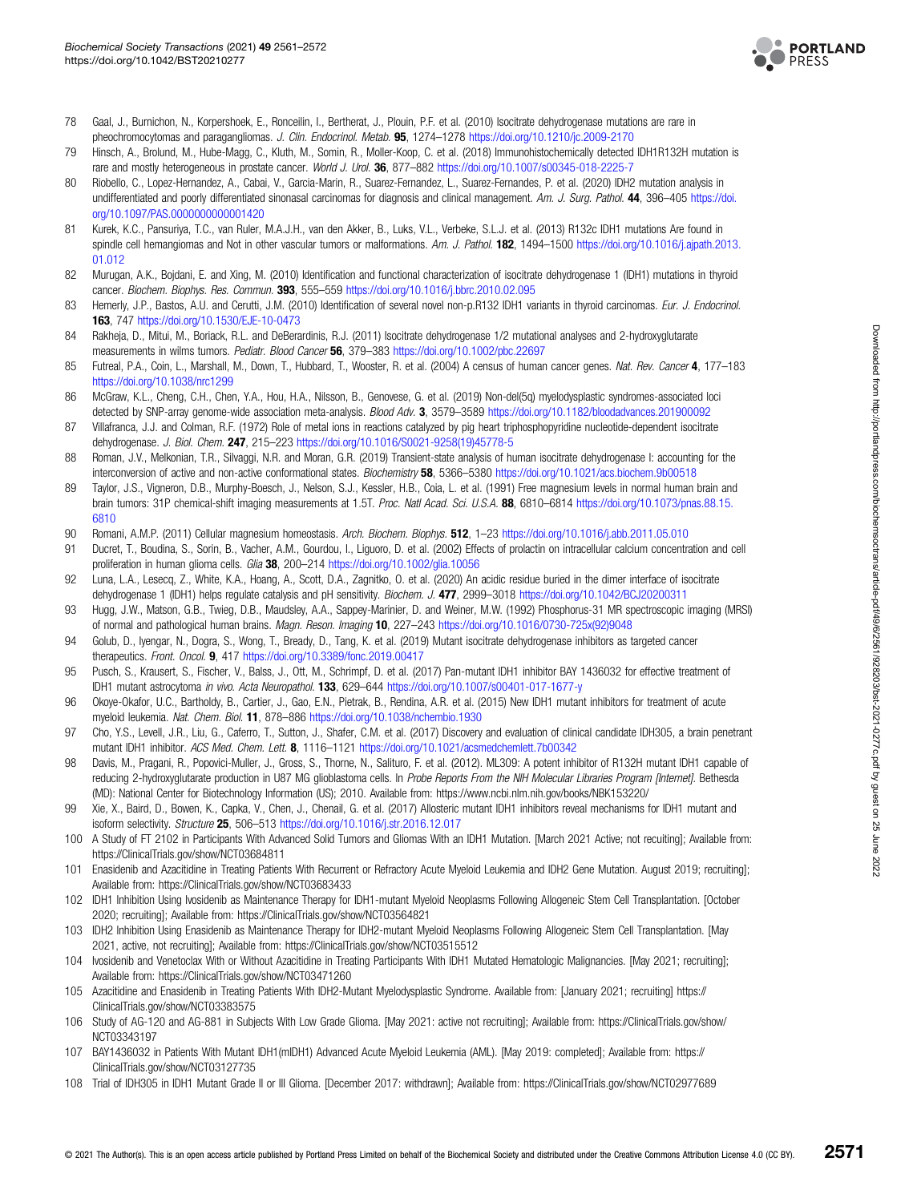78 Gaal, J., Burnichon, N., Korpershoek, E., Roncelin, I., Bertherat, J., Plouin, P.F. et al. (2010) Isocitrate dehydrogenase mutations are rare in pheochromocytomas and paragangliomas. *J. Clin. Endocrinol. Metab.* **95**, 1274–1278 https://doi.org/10.1210/jc.2009-2170

79 Hinsch, A., Brolund, M., Hube-Magg, C., Kluth, M., Simon, R., Moller-Koop, C. et al. (2018) Immunohistochemically detected IDH1R132H mutation is rare and mostly heterogeneous in prostate cancer. *World J. Urol.* **36**, 877–882 https://doi.org/10.1007/s00345-018-2225-7

80 Riobello, C., Lopez-Hernandez, A., Cabal, V., Garcia-Marin, R., Suarez-Fernandez, L., Suarez-Fernandes, P. et al. (2020) IDH2 mutation analysis in undifferentiated and poorly differentiated sinonasal carcinomas for diagnosis and clinical management. *Am. J. Surg. Pathol.* **44**, 396–405 https://doi.org/10.1097/PAS.0000000000001420

81 Kurek, K.C., Pansuriya, T.C., van Ruler, M.A.J.H., van den Akker, B., Luks, V.L., Verbeke, S.L.J. et al. (2013) R132c IDH1 mutations Are found in spindle cell hemangiomas and Not in other vascular tumors or malformations. *Am. J. Pathol.* **182**, 1494–1500 https://doi.org/10.1016/j.ajpath.2013.01.012

82 Murugan, A.K., Bojdani, E. and Xing, M. (2010) Identification and functional characterization of isocitrate dehydrogenase 1 (IDH1) mutations in thyroid cancer. *Biochem. Biophys. Res. Commun.* **393**, 555–559 https://doi.org/10.1016/j.bbrc.2010.02.095

83 Hemerly, J.P., Bastos, A.U. and Cerutti, J.M. (2010) Identification of several novel non-p.R132 IDH1 variants in thyroid carcinomas. *Eur. J. Endocrinol.* **163**, 747 https://doi.org/10.1530/EJE-10-0473

84 Rakheja, D., Mitui, M., Boriack, R.L. and DeBerardinis, R.J. (2011) Isocitrate dehydrogenase 1/2 mutational analyses and 2-hydroxyglutarate measurements in wilms tumors. *Pediatr. Blood Cancer* **56**, 379–383 https://doi.org/10.1002/pbc.22697

85 Futreal, P.A., Coin, L., Marshall, M., Down, T., Hubbard, T., Wooster, R. et al. (2004) A census of human cancer genes. *Nat. Rev. Cancer* **4**, 177–183 https://doi.org/10.1038/nrc1299

86 McGraw, K.L., Cheng, C.H., Chen, Y.A., Hou, H.A., Nilsson, B., Genovese, G. et al. (2019) Non-del(5q) myelodysplastic syndromes-associated loci detected by SNP-array genome-wide association meta-analysis. *Blood Adv.* **3**, 3579–3589 https://doi.org/10.1182/bloodadvances.2019000922

87 Villafranca, J.J. and Colman, R.F. (1972) Role of metal ions in reactions catalyzed by pig heart triphosphopyridine nucleotide-dependent isocitrate dehydrogenase. *J. Biol. Chem.* **247**, 215–223 https://doi.org/10.1016/S0021-9258(19)45778-5

88 Roman, J.V., Melkonian, T.R., Silvaggi, N.R. and Moran, G.R. (2019) Transient-state analysis of human isocitrate dehydrogenase I: accounting for the interconversion of active and non-active conformational states. *Biochemistry* **58**, 5366–5380 https://doi.org/10.1021/acs.biochem.9b00518

89 Taylor, J.S., Vigneron, D.B., Murphy-Boesch, J., Nelson, S.J., Kessler, H.B., Coia, L. et al. (1991) Free magnesium levels in normal human brain and brain tumors: 31P chemical-shift imaging measurements at 1.5T. *Proc. Natl Acad. Sci. U.S.A.* **88**, 6810–6814 https://doi.org/10.1073/pnas.88.15.6810

90 Romani, A.M.P. (2011) Cellular magnesium homeostasis. *Arch. Biochem. Biophys.* **512**, 1–23 https://doi.org/10.1016/j.abb.2011.05.010

91 Ducret, T., Boudina, S., Sorin, B., Vacher, A.M., Gourdou, I., Liguoro, D. et al. (2002) Effects of prolactin on intracellular calcium concentration and cell proliferation in human glioma cells. *Glia* **38**, 200–214 https://doi.org/10.1002/glia.10056

92 Luna, L.A., Lesecq, Z., White, K.A., Hoang, A., Scott, D.A., Zagnitko, O. et al. (2020) An acidic residue buried in the dimer interface of isocitrate dehydrogenase 1 (IDH1) helps regulate catalysis and pH sensitivity. *Biochem. J.* **477**, 2999–3018 https://doi.org/10.1042/BCJ20200311

93 Hugg, J.W., Matson, G.B., Twieg, D.B., Maudsley, A.A., Sappey-Marinier, D. and Weiner, M.W. (1992) Phosphorus-31 MR spectroscopic imaging (MRSI) of normal and pathological human brains. *Magn. Reson. Imaging* **10**, 227–243 https://doi.org/10.1016/0730-725x(92)9048

94 Golub, D., Iyengar, N., Dogra, S., Wong, T., Bready, D., Tang, K. et al. (2019) Mutant isocitrate dehydrogenase inhibitors as targeted cancer therapeutics. *Front. Oncol.* **9**, 417 https://doi.org/10.3389/fonc.2019.00417

95 Pusch, S., Krausert, S., Fischer, V., Balss, J., Ott, M., Schrimpf, D. et al. (2017) Pan-mutant IDH1 inhibitor BAY 1436032 for effective treatment of IDH1 mutant astrocytoma *in vivo*. *Acta Neuropathol.* **133**, 629–644 https://doi.org/10.1007/s00401-017-1677-y

96 Okoye-Okafor, U.C., Bartholdy, B., Cartier, J., Gao, E.N., Pietrak, B., Rendina, A.R. et al. (2015) New IDH1 mutant inhibitors for treatment of acute myeloid leukemia. *Nat. Chem. Biol.* **11**, 878–886 https://doi.org/10.1038/nchembio.1930

97 Cho, Y.S., Levell, J.R., Liu, G., Caferro, T., Sutton, J., Shafer, C.M. et al. (2017) Discovery and evaluation of clinical candidate IDH305, a brain penetrant mutant IDH1 inhibitor. *ACS Med. Chem. Lett.* **8**, 1116–1121 https://doi.org/10.1021/acsmedchemlett.7b00342

98 Davis, M., Pragani, R., Popovici-Muller, J., Gross, S., Thorne, N., Salituro, F. et al. (2012). ML309: A potent inhibitor of R132H mutant IDH1 capable of reducing 2-hydroxyglutarate production in U87 MG glioblastoma cells. In *Probe Reports From the NIH Molecular Libraries Program [Internet]*. Bethesda (MD): National Center for Biotechnology Information (US); 2010. Available from: https://www.ncbi.nlm.nih.gov/books/NBK153220/

99 Xie, X., Baird, D., Bowen, K., Capka, V., Chen, J., Chenail, G. et al. (2017) Allosteric mutant IDH1 inhibitors reveal mechanisms for IDH1 mutant and isoform selectivity. *Structure* **25**, 506–513 https://doi.org/10.1016/j.str.2016.12.017

100 A Study of FT 2102 in Participants With Advanced Solid Tumors and Gliomas With an IDH1 Mutation. [March 2021 Active; not recuiting]; Available from: https://ClinicalTrials.gov/show/NCT03684811

101 Enasidenib and Azacitidine in Treating Patients With Recurrent or Refractory Acute Myeloid Leukemia and IDH2 Gene Mutation. August 2019; recruiting]; Available from: https://ClinicalTrials.gov/show/NCT03683433

102 IDH1 Inhibition Using Ivosidenib as Maintenance Therapy for IDH1-mutant Myeloid Neoplasms Following Allogeneic Stem Cell Transplantation. [October 2020; recruiting]; Available from: https://ClinicalTrials.gov/show/NCT03564821

103 IDH2 Inhibition Using Enasidenib as Maintenance Therapy for IDH2-mutant Myeloid Neoplasms Following Allogeneic Stem Cell Transplantation. [May 2021, active, not recruiting]; Available from: https://ClinicalTrials.gov/show/NCT03515512

104 Ivosidenib and Venetoclax With or Without Azacitidine in Treating Participants With IDH1 Mutated Hematologic Malignancies. [May 2021; recruiting]; Available from: https://ClinicalTrials.gov/show/NCT03471260

105 Azacitidine and Enasidenib in Treating Patients With IDH2-Mutant Myelodysplastic Syndrome. Available from: [January 2021; recruiting] https://ClinicalTrials.gov/show/NCT03383575

106 Study of AG-120 and AG-881 in Subjects With Low Grade Glioma. [May 2021: active not recruiting]; Available from: https://ClinicalTrials.gov/show/NCT03343197

107 BAY1436032 in Patients With Mutant IDH1(mIDH1) Advanced Acute Myeloid Leukemia (AML). [May 2019: completed]; Available from: https://ClinicalTrials.gov/show/NCT03127735

108 Trial of IDH305 in IDH1 Mutant Grade II or III Glioma. [December 2017: withdrawn]; Available from: https://ClinicalTrials.gov/show/NCT02977689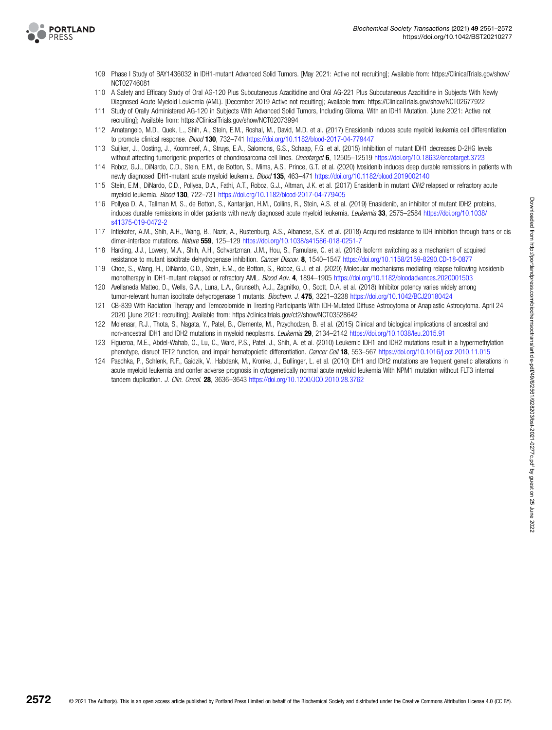109 Phase I Study of BAY1436032 in IDH1-mutant Advanced Solid Tumors. [May 2021: Active not recruiting]; Available from: https://ClinicalTrials.gov/show/NCT02746081

110 A Safety and Efficacy Study of Oral AG-120 Plus Subcutaneous Azacitidine and Oral AG-221 Plus Subcutaneous Azacitidine in Subjects With Newly Diagnosed Acute Myeloid Leukemia (AML). [December 2019 Active not recuiting]; Available from: https://ClinicalTrials.gov/show/NCT02677922

111 Study of Orally Administered AG-120 in Subjects With Advanced Solid Tumors, Including Glioma, With an IDH1 Mutation. [June 2021: Active not recruiting]; Available from: https://ClinicalTrials.gov/show/NCT02073994

112 Amatangelo, M.D., Quek, L., Shih, A., Stein, E.M., Roshal, M., David, M.D. et al. (2017) Enasidenib induces acute myeloid leukemia cell differentiation to promote clinical response. *Blood* **130**, 732–741 https://doi.org/10.1182/blood-2017-04-779447

113 Suijker, J., Oosting, J., Koornneef, A., Struys, E.A., Salomons, G.S., Schaap, F.G. et al. (2015) Inhibition of mutant IDH1 decreases D-2HG levels without affecting tumorigenic properties of chondrosarcoma cell lines. *Oncotarget* **6**, 12505–12519 https://doi.org/10.18632/oncotarget.3723

114 Roboz, G.J., DiNardo, C.D., Stein, E.M., de Botton, S., Mims, A.S., Prince, G.T. et al. (2020) Ivosidenib induces deep durable remissions in patients with newly diagnosed IDH1-mutant acute myeloid leukemia. *Blood* **135**, 463–471 https://doi.org/10.1182/blood.2019002140

115 Stein, E.M., DiNardo, C.D., Pollyea, D.A., Fathi, A.T., Roboz, G.J., Altman, J.K. et al. (2017) Enasidenib in mutant *IDH2* relapsed or refractory acute myeloid leukemia. *Blood* **130**, 722–731 https://doi.org/10.1182/blood-2017-04-779405

116 Pollyea D, A., Tallman M, S., de Botton, S., Kantarjian, H.M., Collins, R., Stein, A.S. et al. (2019) Enasidenib, an inhibitor of mutant IDH2 proteins, induces durable remissions in older patients with newly diagnosed acute myeloid leukemia. *Leukemia* **33**, 2575–2584 https://doi.org/10.1038/s41375-019-0472-2

117 Intlekofer, A.M., Shih, A.H., Wang, B., Nazir, A., Rustenburg, A.S., Albanese, S.K. et al. (2018) Acquired resistance to IDH inhibition through trans or cis dimer-interface mutations. *Nature* **559**, 125–129 https://doi.org/10.1038/s41586-018-0251-7

118 Harding, J.J., Lowery, M.A., Shih, A.H., Schvartzman, J.M., Hou, S., Famulare, C. et al. (2018) Isoform switching as a mechanism of acquired resistance to mutant isocitrate dehydrogenase inhibition. *Cancer Discov.* **8**, 1540–1547 https://doi.org/10.1158/2159-8290.CD-18-0877

119 Choe, S., Wang, H., DiNardo, C.D., Stein, E.M., de Botton, S., Roboz, G.J. et al. (2020) Molecular mechanisms mediating relapse following ivosidenib monotherapy in IDH1-mutant relapsed or refractory AML. *Blood Adv.* **4**, 1894–1905 https://doi.org/10.1182/bloodadvances.2020001503

120 Avellaneda Matteo, D., Wells, G.A., Luna, L.A., Grunseth, A.J., Zagnitko, O., Scott, D.A. et al. (2018) Inhibitor potency varies widely among tumor-relevant human isocitrate dehydrogenase 1 mutants. *Biochem. J.* **475**, 3221–3238 https://doi.org/10.1042/BCJ20180424

121 CB-839 With Radiation Therapy and Temozolomide in Treating Participants With IDH-Mutated Diffuse Astrocytoma or Anaplastic Astrocytoma. April 24 2020 [June 2021: recruiting]; Available from: https://clinicaltrials.gov/ct2/show/NCT03528642

122 Molenaar, R.J., Thota, S., Nagata, Y., Patel, B., Clemente, M., Przychodzen, B. et al. (2015) Clinical and biological implications of ancestral and non-ancestral IDH1 and IDH2 mutations in myeloid neoplasms. *Leukemia* **29**, 2134–2142 https://doi.org/10.1038/leu.2015.91

123 Figueroa, M.E., Abdel-Wahab, O., Lu, C., Ward, P.S., Patel, J., Shih, A. et al. (2010) Leukemic IDH1 and IDH2 mutations result in a hypermethylation phenotype, disrupt TET2 function, and impair hematopoietic differentiation. *Cancer Cell* **18**, 553–567 https://doi.org/10.1016/j.ccr.2010.11.015

124 Paschka, P., Schlenk, R.F., Gaidzik, V., Habdank, M., Kronke, J., Bullinger, L. et al. (2010) IDH1 and IDH2 mutations are frequent genetic alterations in acute myeloid leukemia and confer adverse prognosis in cytogenetically normal acute myeloid leukemia With NPM1 mutation without FLT3 internal tandem duplication. *J. Clin. Oncol.* **28**, 3636–3643 https://doi.org/10.1200/JCO.2010.28.3762